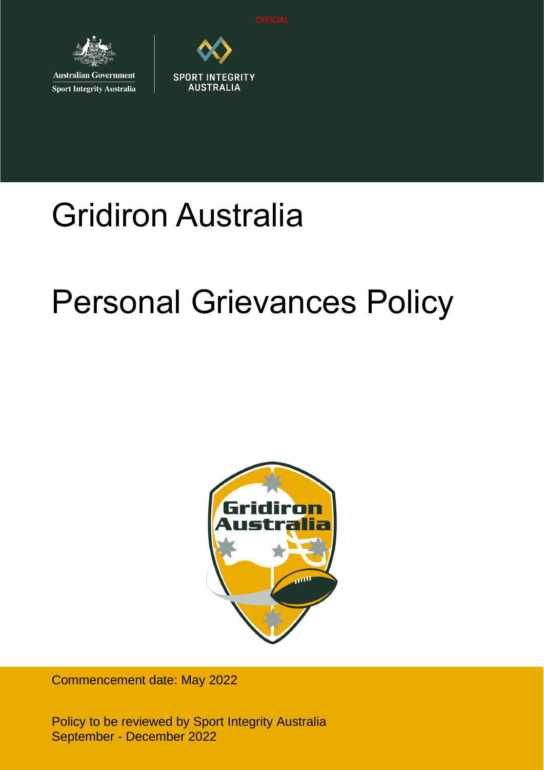OFFICIAL

Australian Government
Sport Integrity Australia

SPORT INTEGRITY AUSTRALIA

# Gridiron Australia

# Personal Grievances Policy

Commencement date: May 2022

Policy to be reviewed by Sport Integrity Australia September - December 2022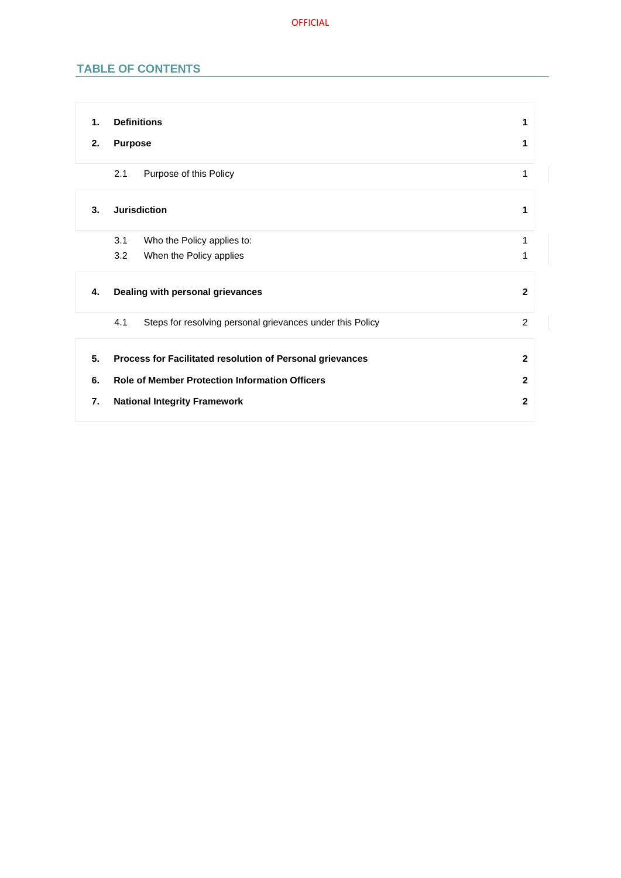## TABLE OF CONTENTS

| | | |
|---|---|---|
| **1.** | **Definitions** | **1** |
| **2.** | **Purpose** | **1** |
| 2.1 | Purpose of this Policy | 1 |
| **3.** | **Jurisdiction** | **1** |
| 3.1 | Who the Policy applies to: | 1 |
| 3.2 | When the Policy applies | 1 |
| **4.** | **Dealing with personal grievances** | **2** |
| 4.1 | Steps for resolving personal grievances under this Policy | 2 |
| **5.** | **Process for Facilitated resolution of Personal grievances** | **2** |
| **6.** | **Role of Member Protection Information Officers** | **2** |
| **7.** | **National Integrity Framework** | **2** |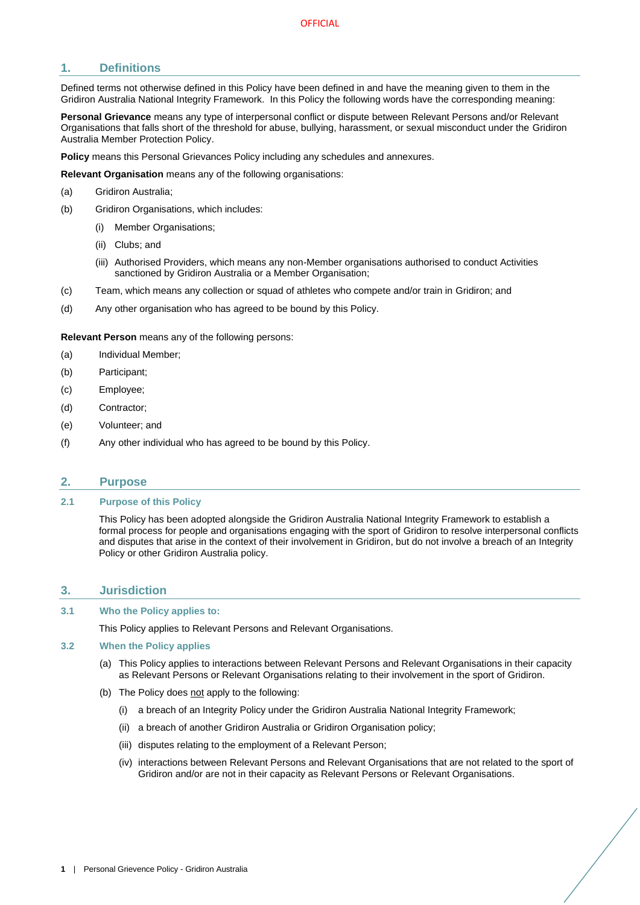## 1. Definitions

Defined terms not otherwise defined in this Policy have been defined in and have the meaning given to them in the Gridiron Australia National Integrity Framework. In this Policy the following words have the corresponding meaning:

**Personal Grievance** means any type of interpersonal conflict or dispute between Relevant Persons and/or Relevant Organisations that falls short of the threshold for abuse, bullying, harassment, or sexual misconduct under the Gridiron Australia Member Protection Policy.

**Policy** means this Personal Grievances Policy including any schedules and annexures.

**Relevant Organisation** means any of the following organisations:

(a) Gridiron Australia;

(b) Gridiron Organisations, which includes:

- (i) Member Organisations;
- (ii) Clubs; and
- (iii) Authorised Providers, which means any non-Member organisations authorised to conduct Activities sanctioned by Gridiron Australia or a Member Organisation;

(c) Team, which means any collection or squad of athletes who compete and/or train in Gridiron; and

(d) Any other organisation who has agreed to be bound by this Policy.

**Relevant Person** means any of the following persons:

(a) Individual Member;

(b) Participant;

(c) Employee;

(d) Contractor;

(e) Volunteer; and

(f) Any other individual who has agreed to be bound by this Policy.

## 2. Purpose

### 2.1 Purpose of this Policy

This Policy has been adopted alongside the Gridiron Australia National Integrity Framework to establish a formal process for people and organisations engaging with the sport of Gridiron to resolve interpersonal conflicts and disputes that arise in the context of their involvement in Gridiron, but do not involve a breach of an Integrity Policy or other Gridiron Australia policy.

## 3. Jurisdiction

### 3.1 Who the Policy applies to:

This Policy applies to Relevant Persons and Relevant Organisations.

### 3.2 When the Policy applies

(a) This Policy applies to interactions between Relevant Persons and Relevant Organisations in their capacity as Relevant Persons or Relevant Organisations relating to their involvement in the sport of Gridiron.

(b) The Policy does <u>not</u> apply to the following:

- (i) a breach of an Integrity Policy under the Gridiron Australia National Integrity Framework;
- (ii) a breach of another Gridiron Australia or Gridiron Organisation policy;
- (iii) disputes relating to the employment of a Relevant Person;
- (iv) interactions between Relevant Persons and Relevant Organisations that are not related to the sport of Gridiron and/or are not in their capacity as Relevant Persons or Relevant Organisations.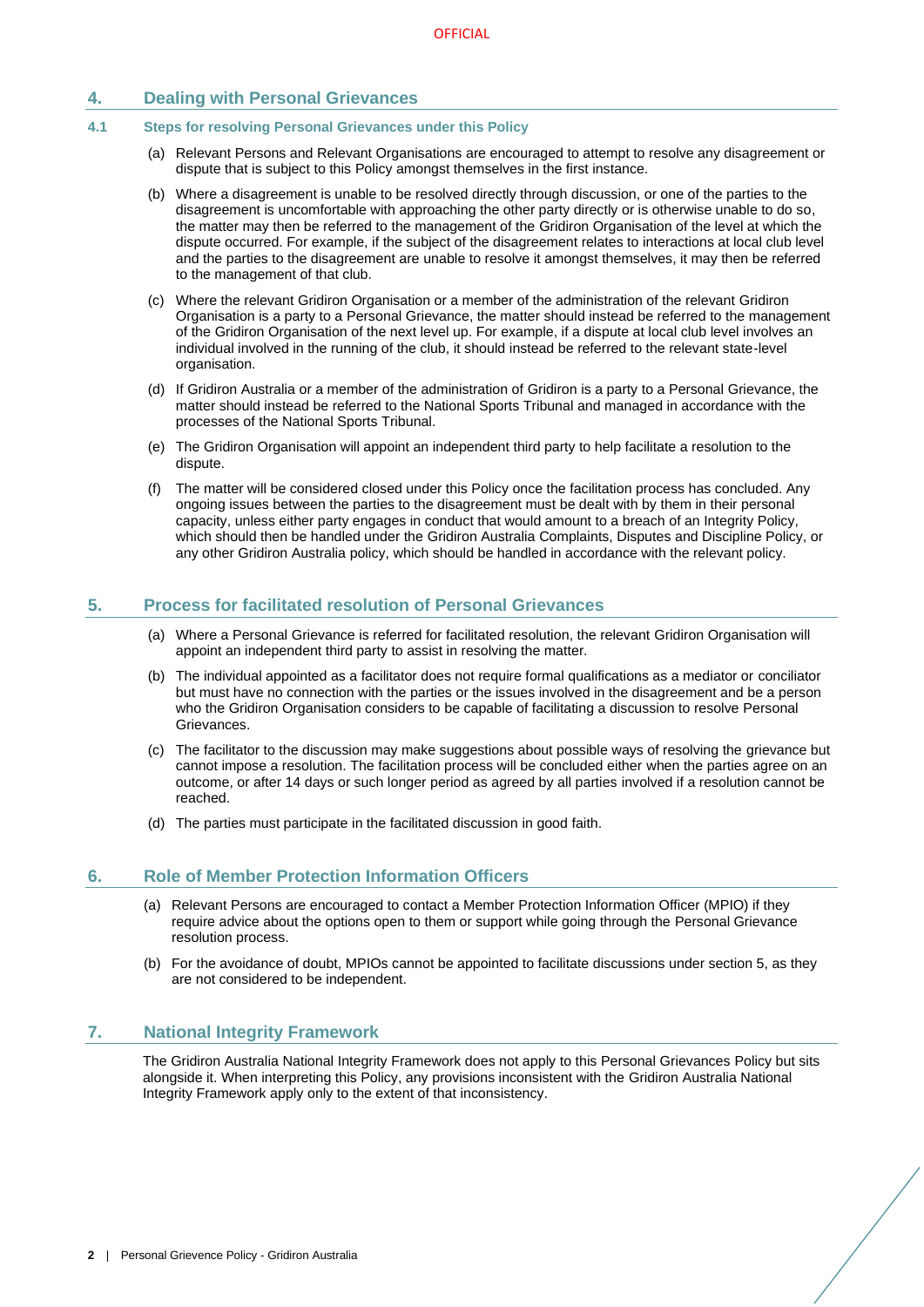## 4. Dealing with Personal Grievances

### 4.1 Steps for resolving Personal Grievances under this Policy

(a) Relevant Persons and Relevant Organisations are encouraged to attempt to resolve any disagreement or dispute that is subject to this Policy amongst themselves in the first instance.

(b) Where a disagreement is unable to be resolved directly through discussion, or one of the parties to the disagreement is uncomfortable with approaching the other party directly or is otherwise unable to do so, the matter may then be referred to the management of the Gridiron Organisation of the level at which the dispute occurred. For example, if the subject of the disagreement relates to interactions at local club level and the parties to the disagreement are unable to resolve it amongst themselves, it may then be referred to the management of that club.

(c) Where the relevant Gridiron Organisation or a member of the administration of the relevant Gridiron Organisation is a party to a Personal Grievance, the matter should instead be referred to the management of the Gridiron Organisation of the next level up. For example, if a dispute at local club level involves an individual involved in the running of the club, it should instead be referred to the relevant state-level organisation.

(d) If Gridiron Australia or a member of the administration of Gridiron is a party to a Personal Grievance, the matter should instead be referred to the National Sports Tribunal and managed in accordance with the processes of the National Sports Tribunal.

(e) The Gridiron Organisation will appoint an independent third party to help facilitate a resolution to the dispute.

(f) The matter will be considered closed under this Policy once the facilitation process has concluded. Any ongoing issues between the parties to the disagreement must be dealt with by them in their personal capacity, unless either party engages in conduct that would amount to a breach of an Integrity Policy, which should then be handled under the Gridiron Australia Complaints, Disputes and Discipline Policy, or any other Gridiron Australia policy, which should be handled in accordance with the relevant policy.

## 5. Process for facilitated resolution of Personal Grievances

(a) Where a Personal Grievance is referred for facilitated resolution, the relevant Gridiron Organisation will appoint an independent third party to assist in resolving the matter.

(b) The individual appointed as a facilitator does not require formal qualifications as a mediator or conciliator but must have no connection with the parties or the issues involved in the disagreement and be a person who the Gridiron Organisation considers to be capable of facilitating a discussion to resolve Personal Grievances.

(c) The facilitator to the discussion may make suggestions about possible ways of resolving the grievance but cannot impose a resolution. The facilitation process will be concluded either when the parties agree on an outcome, or after 14 days or such longer period as agreed by all parties involved if a resolution cannot be reached.

(d) The parties must participate in the facilitated discussion in good faith.

## 6. Role of Member Protection Information Officers

(a) Relevant Persons are encouraged to contact a Member Protection Information Officer (MPIO) if they require advice about the options open to them or support while going through the Personal Grievance resolution process.

(b) For the avoidance of doubt, MPIOs cannot be appointed to facilitate discussions under section 5, as they are not considered to be independent.

## 7. National Integrity Framework

The Gridiron Australia National Integrity Framework does not apply to this Personal Grievances Policy but sits alongside it. When interpreting this Policy, any provisions inconsistent with the Gridiron Australia National Integrity Framework apply only to the extent of that inconsistency.